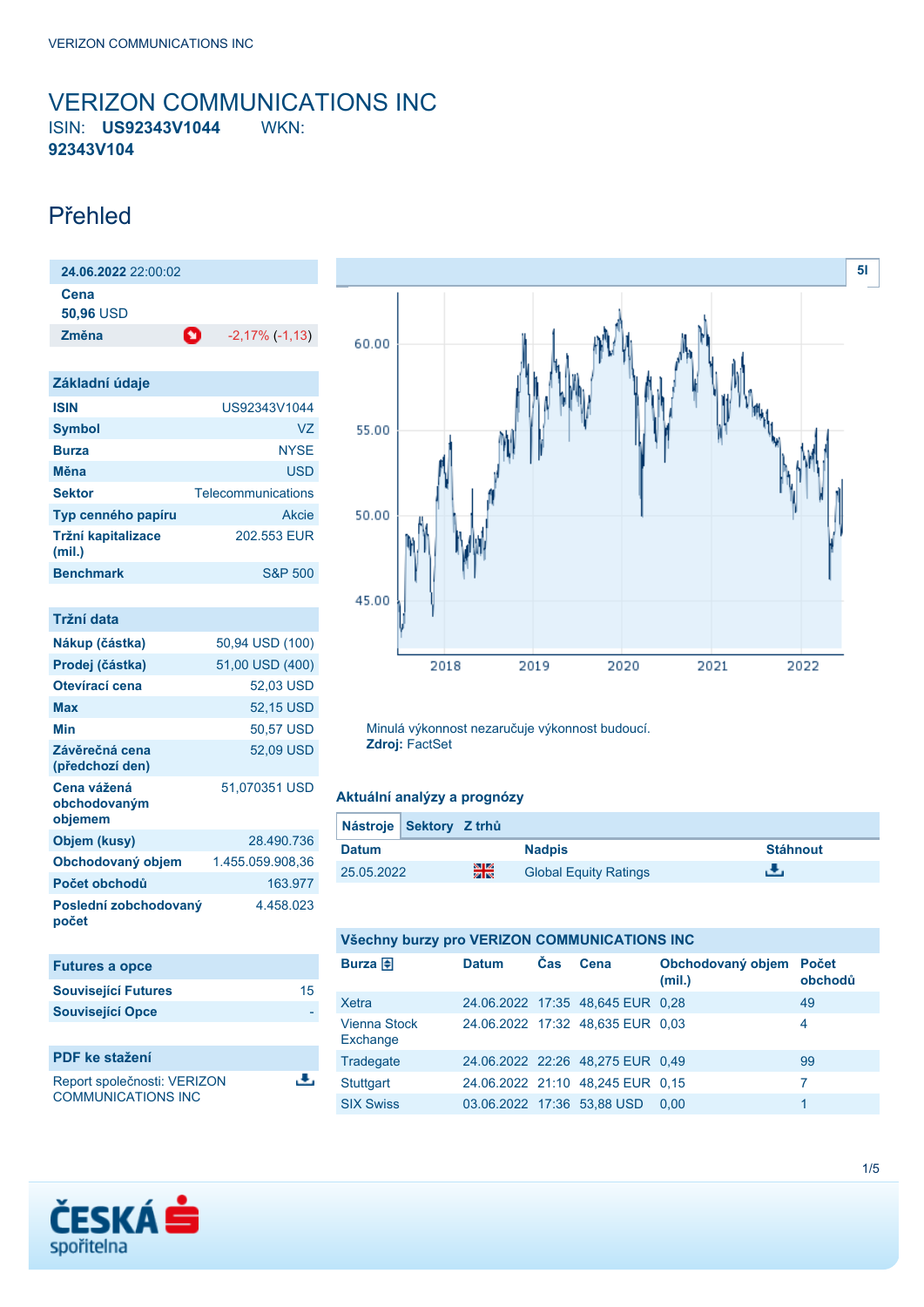# VERIZON COMMUNICATIONS INC

ISIN: **US92343V1044** WKN: **92343V104**

## Přehled

| **24.06.2022** 22:00:02 | |
|---|---|
| **Cena** | |
| **50,96** USD | |
| **Změna** | -2,17% (-1,13) |

### Základní údaje

| | |
|---|---|
| **ISIN** | US92343V1044 |
| **Symbol** | VZ |
| **Burza** | NYSE |
| **Měna** | USD |
| **Sektor** | Telecommunications |
| **Typ cenného papíru** | Akcie |
| **Tržní kapitalizace (mil.)** | 202.553 EUR |
| **Benchmark** | S&P 500 |

### Tržní data

| | |
|---|---|
| **Nákup (částka)** | 50,94 USD (100) |
| **Prodej (částka)** | 51,00 USD (400) |
| **Otevírací cena** | 52,03 USD |
| **Max** | 52,15 USD |
| **Min** | 50,57 USD |
| **Závěrečná cena (předchozí den)** | 52,09 USD |
| **Cena vážená obchodovaným objemem** | 51,070351 USD |
| **Objem (kusy)** | 28.490.736 |
| **Obchodovaný objem** | 1.455.059.908,36 |
| **Počet obchodů** | 163.977 |
| **Poslední zobchodovaný počet** | 4.458.023 |

### Futures a opce

| | |
|---|---|
| **Související Futures** | 15 |
| **Související Opce** | - |

### PDF ke stažení

Report společnosti: VERIZON COMMUNICATIONS INC

Minulá výkonnost nezaručuje výkonnost budoucí.
**Zdroj:** FactSet

### Aktuální analýzy a prognózy

Nástroje | Sektory | Z trhů

| Datum | Nadpis | Stáhnout |
|---|---|---|
| 25.05.2022 | Global Equity Ratings | |

### Všechny burzy pro VERIZON COMMUNICATIONS INC

| Burza | Datum | Čas | Cena | Obchodovaný objem (mil.) | Počet obchodů |
|---|---|---|---|---|---|
| Xetra | 24.06.2022 | 17:35 | 48,645 EUR | 0,28 | 49 |
| Vienna Stock Exchange | 24.06.2022 | 17:32 | 48,635 EUR | 0,03 | 4 |
| Tradegate | 24.06.2022 | 22:26 | 48,275 EUR | 0,49 | 99 |
| Stuttgart | 24.06.2022 | 21:10 | 48,245 EUR | 0,15 | 7 |
| SIX Swiss | 03.06.2022 | 17:36 | 53,88 USD | 0,00 | 1 |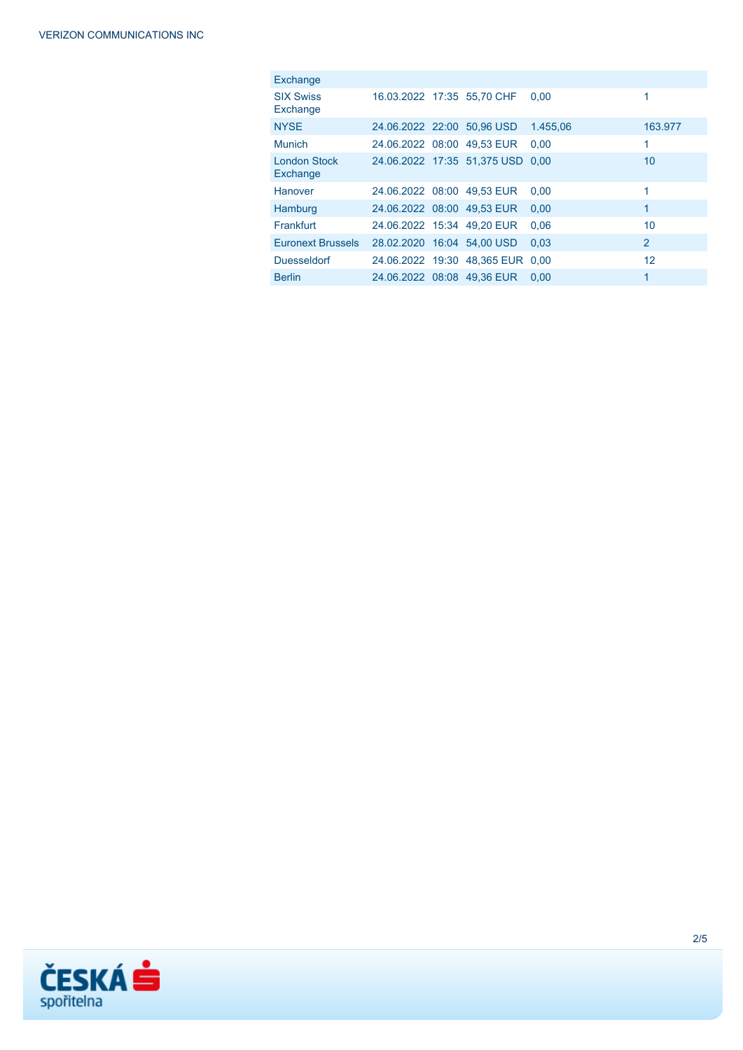| Exchange | | | | | |
|---|---|---|---|---|---|
| SIX Swiss Exchange | 16.03.2022 | 17:35 | 55,70 CHF | 0,00 | 1 |
| NYSE | 24.06.2022 | 22:00 | 50,96 USD | 1.455,06 | 163.977 |
| Munich | 24.06.2022 | 08:00 | 49,53 EUR | 0,00 | 1 |
| London Stock Exchange | 24.06.2022 | 17:35 | 51,375 USD | 0,00 | 10 |
| Hanover | 24.06.2022 | 08:00 | 49,53 EUR | 0,00 | 1 |
| Hamburg | 24.06.2022 | 08:00 | 49,53 EUR | 0,00 | 1 |
| Frankfurt | 24.06.2022 | 15:34 | 49,20 EUR | 0,06 | 10 |
| Euronext Brussels | 28.02.2020 | 16:04 | 54,00 USD | 0,03 | 2 |
| Duesseldorf | 24.06.2022 | 19:30 | 48,365 EUR | 0,00 | 12 |
| Berlin | 24.06.2022 | 08:08 | 49,36 EUR | 0,00 | 1 |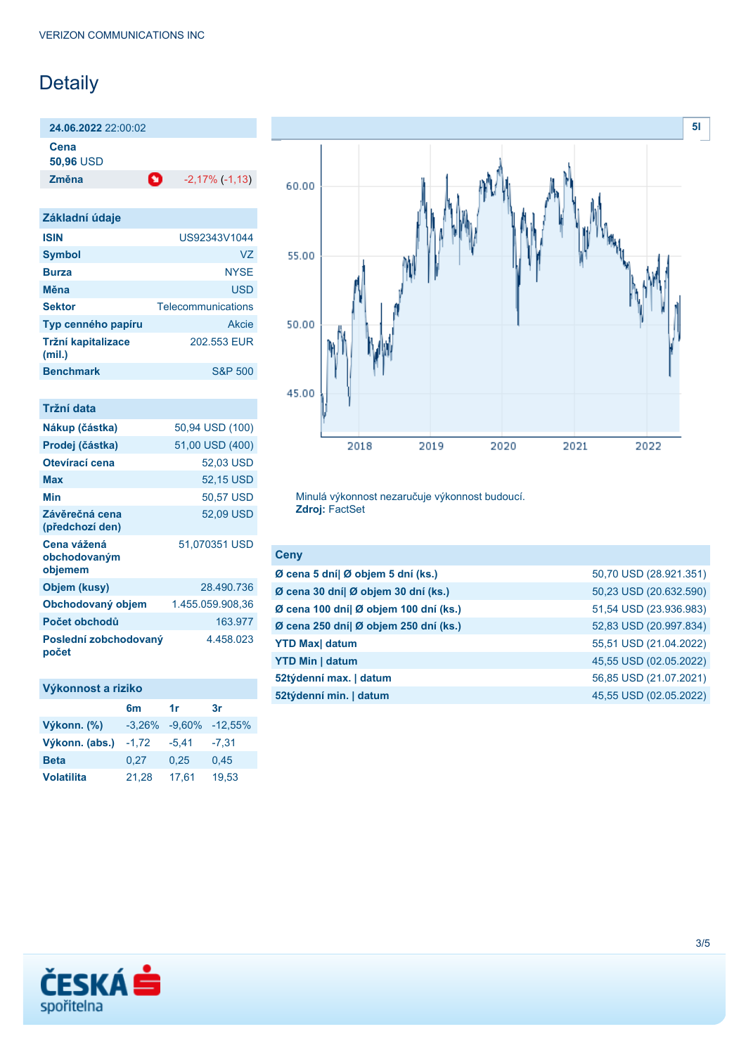VERIZON COMMUNICATIONS INC

# Detaily

| **24.06.2022** 22:00:02 | |
|---|---|
| **Cena** **50,96** USD | |
| **Změna** | -2,17% (-1,13) |

## Základní údaje

| | |
|---|---|
| **ISIN** | US92343V1044 |
| **Symbol** | VZ |
| **Burza** | NYSE |
| **Měna** | USD |
| **Sektor** | Telecommunications |
| **Typ cenného papíru** | Akcie |
| **Tržní kapitalizace (mil.)** | 202.553 EUR |
| **Benchmark** | S&P 500 |

## Tržní data

| | |
|---|---|
| **Nákup (částka)** | 50,94 USD (100) |
| **Prodej (částka)** | 51,00 USD (400) |
| **Otevírací cena** | 52,03 USD |
| **Max** | 52,15 USD |
| **Min** | 50,57 USD |
| **Závěrečná cena (předchozí den)** | 52,09 USD |
| **Cena vážená obchodovaným objemem** | 51,070351 USD |
| **Objem (kusy)** | 28.490.736 |
| **Obchodovaný objem** | 1.455.059.908,36 |
| **Počet obchodů** | 163.977 |
| **Poslední zobchodovaný počet** | 4.458.023 |

## Výkonnost a riziko

| | 6m | 1r | 3r |
|---|---|---|---|
| **Výkonn. (%)** | -3,26% | -9,60% | -12,55% |
| **Výkonn. (abs.)** | -1,72 | -5,41 | -7,31 |
| **Beta** | 0,27 | 0,25 | 0,45 |
| **Volatilita** | 21,28 | 17,61 | 19,53 |

Minulá výkonnost nezaručuje výkonnost budoucí.
**Zdroj:** FactSet

## Ceny

| | |
|---|---|
| **Ø cena 5 dní\| Ø objem 5 dní (ks.)** | 50,70 USD (28.921.351) |
| **Ø cena 30 dní\| Ø objem 30 dní (ks.)** | 50,23 USD (20.632.590) |
| **Ø cena 100 dní\| Ø objem 100 dní (ks.)** | 51,54 USD (23.936.983) |
| **Ø cena 250 dní\| Ø objem 250 dní (ks.)** | 52,83 USD (20.997.834) |
| **YTD Max\| datum** | 55,51 USD (21.04.2022) |
| **YTD Min \| datum** | 45,55 USD (02.05.2022) |
| **52týdenní max. \| datum** | 56,85 USD (21.07.2021) |
| **52týdenní min. \| datum** | 45,55 USD (02.05.2022) |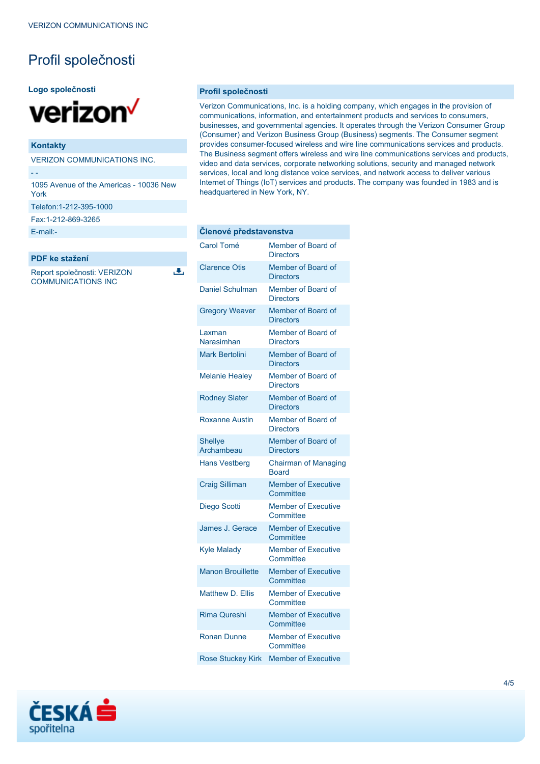# Profil společnosti

**Logo společnosti**

## Kontakty

VERIZON COMMUNICATIONS INC.

- -

1095 Avenue of the Americas - 10036 New York

Telefon:1-212-395-1000

Fax:1-212-869-3265

E-mail:-

## PDF ke stažení

Report společnosti: VERIZON COMMUNICATIONS INC

## Profil společnosti

Verizon Communications, Inc. is a holding company, which engages in the provision of communications, information, and entertainment products and services to consumers, businesses, and governmental agencies. It operates through the Verizon Consumer Group (Consumer) and Verizon Business Group (Business) segments. The Consumer segment provides consumer-focused wireless and wire line communications services and products. The Business segment offers wireless and wire line communications services and products, video and data services, corporate networking solutions, security and managed network services, local and long distance voice services, and network access to deliver various Internet of Things (IoT) services and products. The company was founded in 1983 and is headquartered in New York, NY.

## Členové představenstva

| Name | Position |
|---|---|
| Carol Tomé | Member of Board of Directors |
| Clarence Otis | Member of Board of Directors |
| Daniel Schulman | Member of Board of Directors |
| Gregory Weaver | Member of Board of Directors |
| Laxman Narasimhan | Member of Board of Directors |
| Mark Bertolini | Member of Board of Directors |
| Melanie Healey | Member of Board of Directors |
| Rodney Slater | Member of Board of Directors |
| Roxanne Austin | Member of Board of Directors |
| Shellye Archambeau | Member of Board of Directors |
| Hans Vestberg | Chairman of Managing Board |
| Craig Silliman | Member of Executive Committee |
| Diego Scotti | Member of Executive Committee |
| James J. Gerace | Member of Executive Committee |
| Kyle Malady | Member of Executive Committee |
| Manon Brouillette | Member of Executive Committee |
| Matthew D. Ellis | Member of Executive Committee |
| Rima Qureshi | Member of Executive Committee |
| Ronan Dunne | Member of Executive Committee |
| Rose Stuckey Kirk | Member of Executive |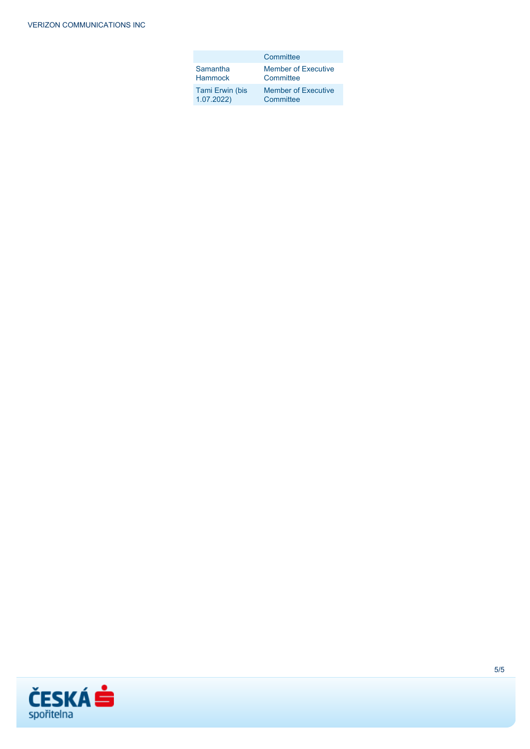| | |
|---|---|
| | Committee |
| Samantha Hammock | Member of Executive Committee |
| Tami Erwin (bis 1.07.2022) | Member of Executive Committee |